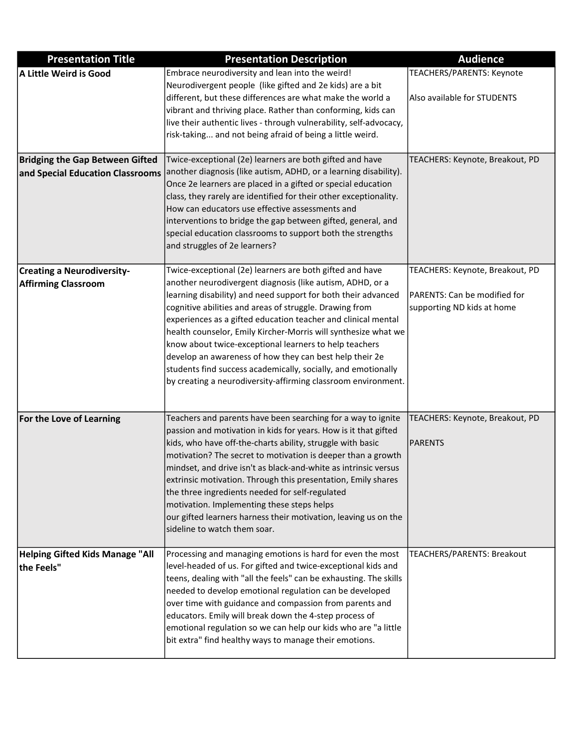| Presentation Title | Presentation Description | Audience |
|---|---|---|
| **A Little Weird is Good** | Embrace neurodiversity and lean into the weird! Neurodivergent people (like gifted and 2e kids) are a bit different, but these differences are what make the world a vibrant and thriving place. Rather than conforming, kids can live their authentic lives - through vulnerability, self-advocacy, risk-taking... and not being afraid of being a little weird. | TEACHERS/PARENTS: Keynote<br><br>Also available for STUDENTS |
| **Bridging the Gap Between Gifted and Special Education Classrooms** | Twice-exceptional (2e) learners are both gifted and have another diagnosis (like autism, ADHD, or a learning disability). Once 2e learners are placed in a gifted or special education class, they rarely are identified for their other exceptionality. How can educators use effective assessments and interventions to bridge the gap between gifted, general, and special education classrooms to support both the strengths and struggles of 2e learners? | TEACHERS: Keynote, Breakout, PD |
| **Creating a Neurodiversity-Affirming Classroom** | Twice-exceptional (2e) learners are both gifted and have another neurodivergent diagnosis (like autism, ADHD, or a learning disability) and need support for both their advanced cognitive abilities and areas of struggle. Drawing from experiences as a gifted education teacher and clinical mental health counselor, Emily Kircher-Morris will synthesize what we know about twice-exceptional learners to help teachers develop an awareness of how they can best help their 2e students find success academically, socially, and emotionally by creating a neurodiversity-affirming classroom environment. | TEACHERS: Keynote, Breakout, PD<br><br>PARENTS: Can be modified for supporting ND kids at home |
| **For the Love of Learning** | Teachers and parents have been searching for a way to ignite passion and motivation in kids for years. How is it that gifted kids, who have off-the-charts ability, struggle with basic motivation? The secret to motivation is deeper than a growth mindset, and drive isn't as black-and-white as intrinsic versus extrinsic motivation. Through this presentation, Emily shares the three ingredients needed for self-regulated motivation. Implementing these steps helps our gifted learners harness their motivation, leaving us on the sideline to watch them soar. | TEACHERS: Keynote, Breakout, PD<br><br>PARENTS |
| **Helping Gifted Kids Manage "All the Feels"** | Processing and managing emotions is hard for even the most level-headed of us. For gifted and twice-exceptional kids and teens, dealing with "all the feels" can be exhausting. The skills needed to develop emotional regulation can be developed over time with guidance and compassion from parents and educators. Emily will break down the 4-step process of emotional regulation so we can help our kids who are "a little bit extra" find healthy ways to manage their emotions. | TEACHERS/PARENTS: Breakout |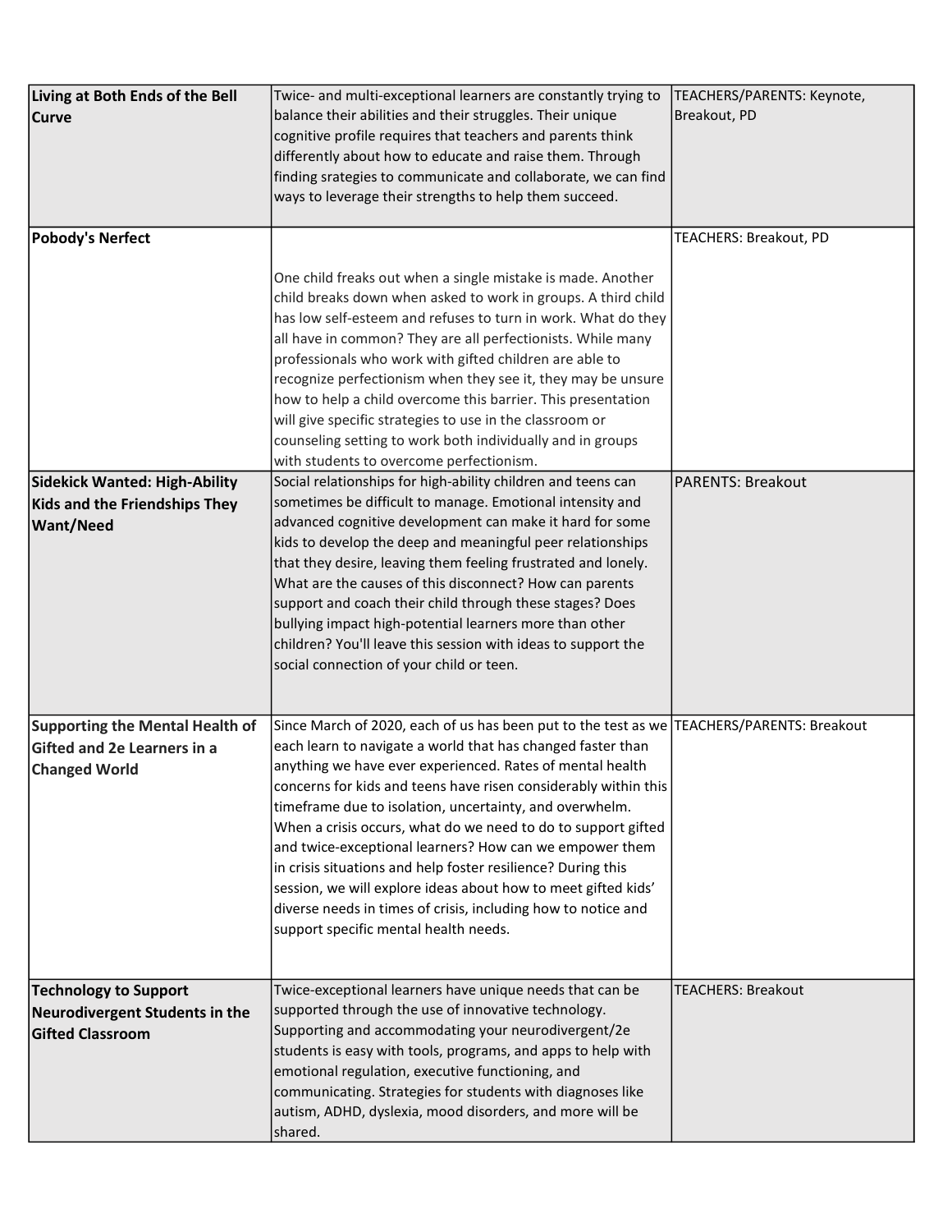| | | |
|---|---|---|
| **Living at Both Ends of the Bell Curve** | Twice- and multi-exceptional learners are constantly trying to balance their abilities and their struggles. Their unique cognitive profile requires that teachers and parents think differently about how to educate and raise them. Through finding srategies to communicate and collaborate, we can find ways to leverage their strengths to help them succeed. | TEACHERS/PARENTS: Keynote, Breakout, PD |
| **Pobody's Nerfect** | One child freaks out when a single mistake is made. Another child breaks down when asked to work in groups. A third child has low self-esteem and refuses to turn in work. What do they all have in common? They are all perfectionists. While many professionals who work with gifted children are able to recognize perfectionism when they see it, they may be unsure how to help a child overcome this barrier. This presentation will give specific strategies to use in the classroom or counseling setting to work both individually and in groups with students to overcome perfectionism. | TEACHERS: Breakout, PD |
| **Sidekick Wanted: High-Ability Kids and the Friendships They Want/Need** | Social relationships for high-ability children and teens can sometimes be difficult to manage. Emotional intensity and advanced cognitive development can make it hard for some kids to develop the deep and meaningful peer relationships that they desire, leaving them feeling frustrated and lonely. What are the causes of this disconnect? How can parents support and coach their child through these stages? Does bullying impact high-potential learners more than other children? You'll leave this session with ideas to support the social connection of your child or teen. | PARENTS: Breakout |
| **Supporting the Mental Health of Gifted and 2e Learners in a Changed World** | Since March of 2020, each of us has been put to the test as we each learn to navigate a world that has changed faster than anything we have ever experienced. Rates of mental health concerns for kids and teens have risen considerably within this timeframe due to isolation, uncertainty, and overwhelm. When a crisis occurs, what do we need to do to support gifted and twice-exceptional learners? How can we empower them in crisis situations and help foster resilience? During this session, we will explore ideas about how to meet gifted kids' diverse needs in times of crisis, including how to notice and support specific mental health needs. | TEACHERS/PARENTS: Breakout |
| **Technology to Support Neurodivergent Students in the Gifted Classroom** | Twice-exceptional learners have unique needs that can be supported through the use of innovative technology. Supporting and accommodating your neurodivergent/2e students is easy with tools, programs, and apps to help with emotional regulation, executive functioning, and communicating. Strategies for students with diagnoses like autism, ADHD, dyslexia, mood disorders, and more will be shared. | TEACHERS: Breakout |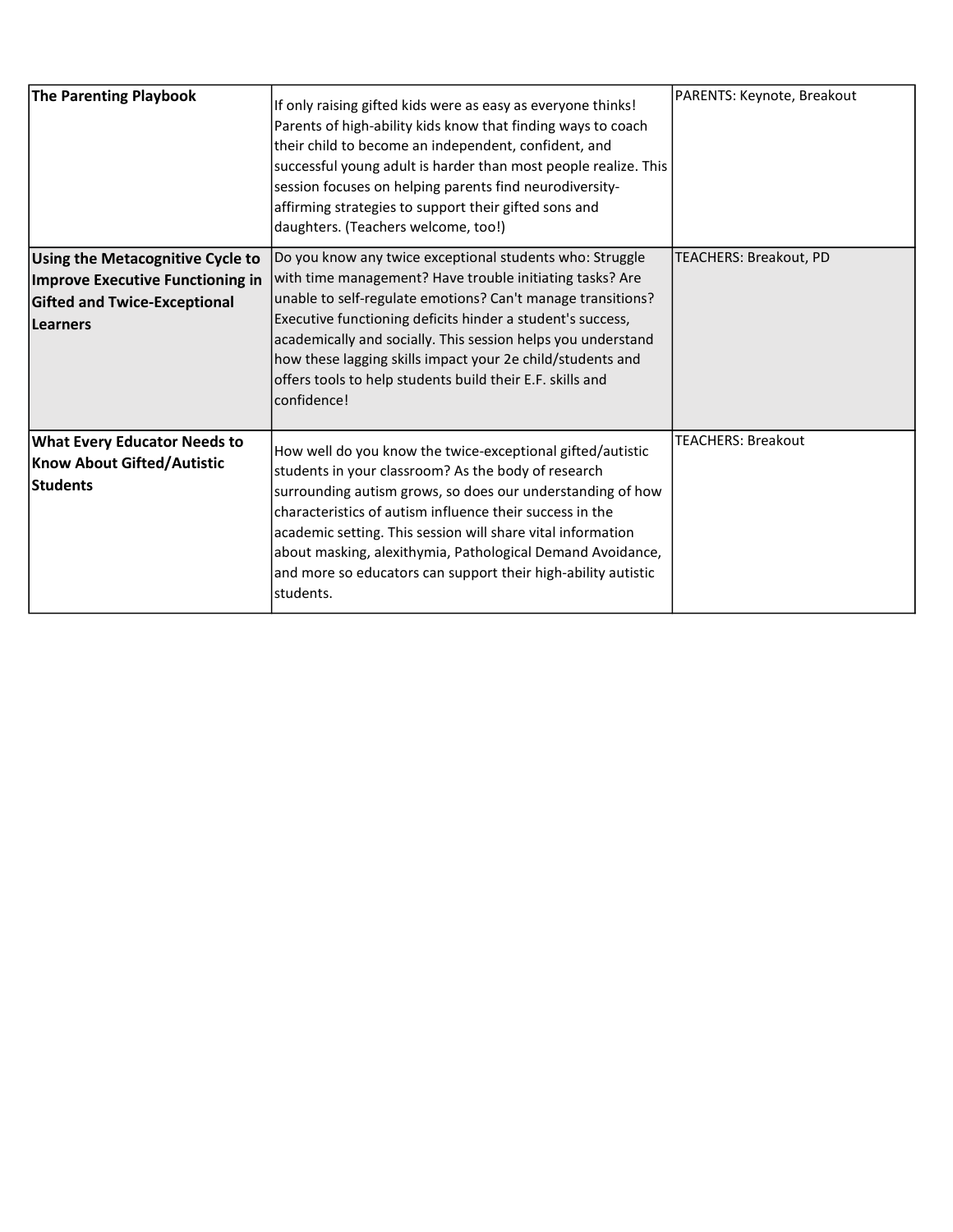| | | |
|---|---|---|
| **The Parenting Playbook** | If only raising gifted kids were as easy as everyone thinks! Parents of high-ability kids know that finding ways to coach their child to become an independent, confident, and successful young adult is harder than most people realize. This session focuses on helping parents find neurodiversity-affirming strategies to support their gifted sons and daughters. (Teachers welcome, too!) | PARENTS: Keynote, Breakout |
| **Using the Metacognitive Cycle to Improve Executive Functioning in Gifted and Twice-Exceptional Learners** | Do you know any twice exceptional students who: Struggle with time management? Have trouble initiating tasks? Are unable to self-regulate emotions? Can't manage transitions? Executive functioning deficits hinder a student's success, academically and socially. This session helps you understand how these lagging skills impact your 2e child/students and offers tools to help students build their E.F. skills and confidence! | TEACHERS: Breakout, PD |
| **What Every Educator Needs to Know About Gifted/Autistic Students** | How well do you know the twice-exceptional gifted/autistic students in your classroom? As the body of research surrounding autism grows, so does our understanding of how characteristics of autism influence their success in the academic setting. This session will share vital information about masking, alexithymia, Pathological Demand Avoidance, and more so educators can support their high-ability autistic students. | TEACHERS: Breakout |